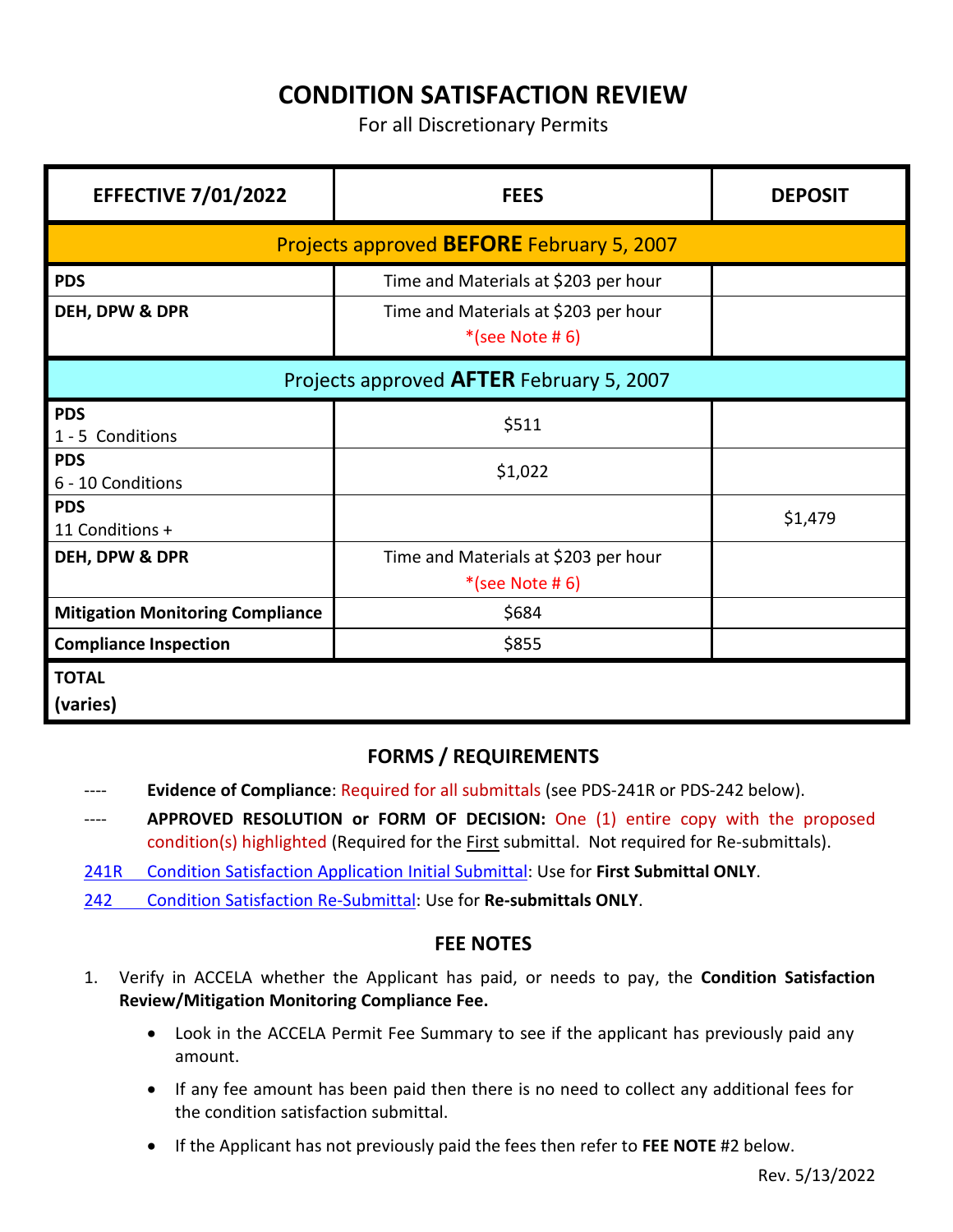# CONDITION SATISFACTION REVIEW

For all Discretionary Permits

| EFFECTIVE 7/01/2022 | FEES | DEPOSIT |
|---|---|---|
| Projects approved **BEFORE** February 5, 2007 | | |
| **PDS** | Time and Materials at $203 per hour | |
| **DEH, DPW & DPR** | Time and Materials at $203 per hour *(see Note # 6) | |
| Projects approved **AFTER** February 5, 2007 | | |
| **PDS** 1 - 5 Conditions | $511 | |
| **PDS** 6 - 10 Conditions | $1,022 | |
| **PDS** 11 Conditions + | | $1,479 |
| **DEH, DPW & DPR** | Time and Materials at $203 per hour *(see Note # 6) | |
| **Mitigation Monitoring Compliance** | $684 | |
| **Compliance Inspection** | $855 | |
| **TOTAL (varies)** | | |

## FORMS / REQUIREMENTS

---- **Evidence of Compliance**: Required for all submittals (see PDS-241R or PDS-242 below).

---- **APPROVED RESOLUTION or FORM OF DECISION:** One (1) entire copy with the proposed condition(s) highlighted (Required for the First submittal. Not required for Re-submittals).

241R Condition Satisfaction Application Initial Submittal: Use for **First Submittal ONLY**.

242 Condition Satisfaction Re-Submittal: Use for **Re-submittals ONLY**.

## FEE NOTES

1. Verify in ACCELA whether the Applicant has paid, or needs to pay, the **Condition Satisfaction Review/Mitigation Monitoring Compliance Fee.**
   - Look in the ACCELA Permit Fee Summary to see if the applicant has previously paid any amount.
   - If any fee amount has been paid then there is no need to collect any additional fees for the condition satisfaction submittal.
   - If the Applicant has not previously paid the fees then refer to **FEE NOTE** #2 below.

Rev. 5/13/2022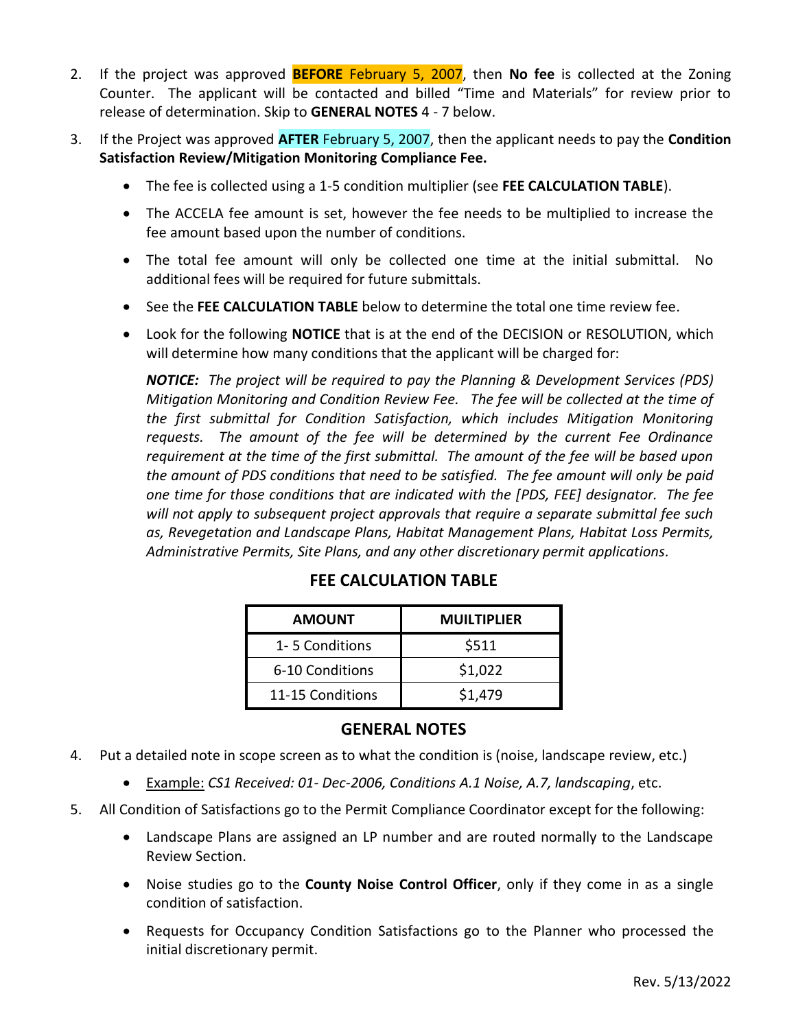2. If the project was approved **BEFORE** February 5, 2007, then **No fee** is collected at the Zoning Counter. The applicant will be contacted and billed "Time and Materials" for review prior to release of determination. Skip to **GENERAL NOTES** 4 - 7 below.

3. If the Project was approved **AFTER** February 5, 2007, then the applicant needs to pay the **Condition Satisfaction Review/Mitigation Monitoring Compliance Fee.**

   - The fee is collected using a 1-5 condition multiplier (see **FEE CALCULATION TABLE**).
   - The ACCELA fee amount is set, however the fee needs to be multiplied to increase the fee amount based upon the number of conditions.
   - The total fee amount will only be collected one time at the initial submittal. No additional fees will be required for future submittals.
   - See the **FEE CALCULATION TABLE** below to determine the total one time review fee.
   - Look for the following **NOTICE** that is at the end of the DECISION or RESOLUTION, which will determine how many conditions that the applicant will be charged for:

   ***NOTICE:*** *The project will be required to pay the Planning & Development Services (PDS) Mitigation Monitoring and Condition Review Fee. The fee will be collected at the time of the first submittal for Condition Satisfaction, which includes Mitigation Monitoring requests. The amount of the fee will be determined by the current Fee Ordinance requirement at the time of the first submittal. The amount of the fee will be based upon the amount of PDS conditions that need to be satisfied. The fee amount will only be paid one time for those conditions that are indicated with the [PDS, FEE] designator. The fee will not apply to subsequent project approvals that require a separate submittal fee such as, Revegetation and Landscape Plans, Habitat Management Plans, Habitat Loss Permits, Administrative Permits, Site Plans, and any other discretionary permit applications.*

## FEE CALCULATION TABLE

| AMOUNT | MUILTIPLIER |
| --- | --- |
| 1- 5 Conditions | $511 |
| 6-10 Conditions | $1,022 |
| 11-15 Conditions | $1,479 |

## GENERAL NOTES

4. Put a detailed note in scope screen as to what the condition is (noise, landscape review, etc.)

   - Example: *CS1 Received: 01- Dec-2006, Conditions A.1 Noise, A.7, landscaping*, etc.

5. All Condition of Satisfactions go to the Permit Compliance Coordinator except for the following:

   - Landscape Plans are assigned an LP number and are routed normally to the Landscape Review Section.
   - Noise studies go to the **County Noise Control Officer**, only if they come in as a single condition of satisfaction.
   - Requests for Occupancy Condition Satisfactions go to the Planner who processed the initial discretionary permit.

Rev. 5/13/2022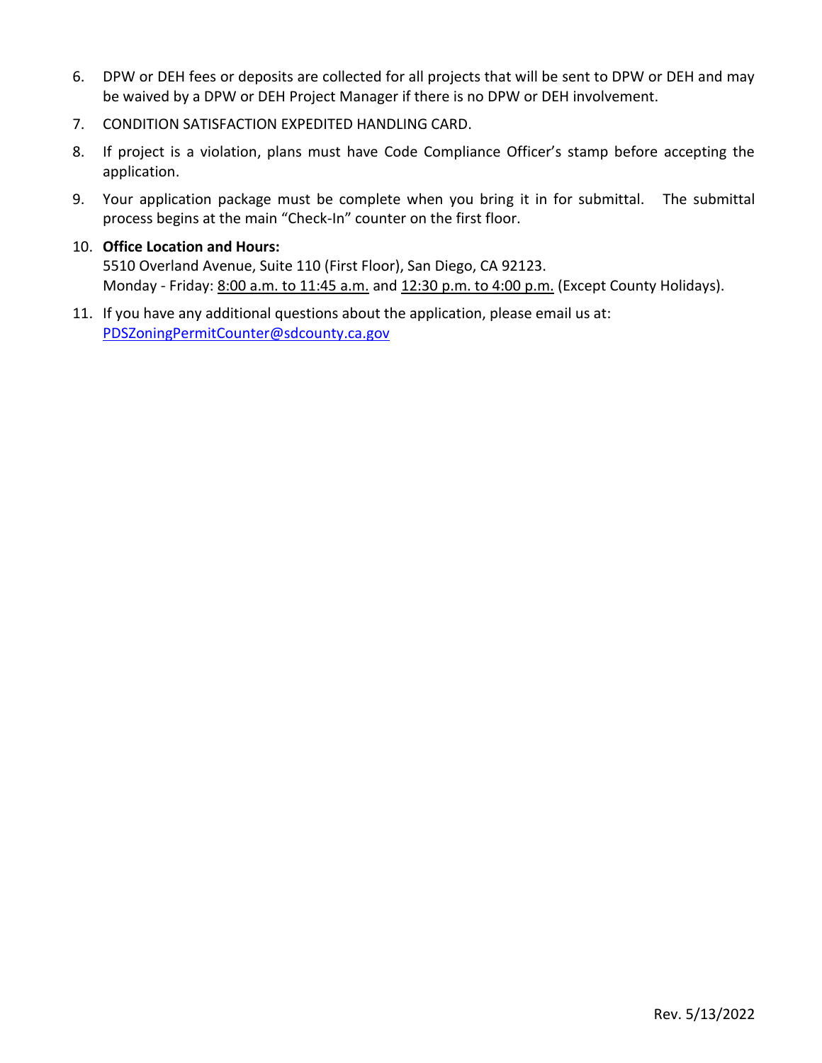6. DPW or DEH fees or deposits are collected for all projects that will be sent to DPW or DEH and may be waived by a DPW or DEH Project Manager if there is no DPW or DEH involvement.
7. CONDITION SATISFACTION EXPEDITED HANDLING CARD.
8. If project is a violation, plans must have Code Compliance Officer's stamp before accepting the application.
9. Your application package must be complete when you bring it in for submittal. The submittal process begins at the main "Check-In" counter on the first floor.
10. **Office Location and Hours:**
    5510 Overland Avenue, Suite 110 (First Floor), San Diego, CA 92123.
    Monday - Friday: 8:00 a.m. to 11:45 a.m. and 12:30 p.m. to 4:00 p.m. (Except County Holidays).
11. If you have any additional questions about the application, please email us at: PDSZoningPermitCounter@sdcounty.ca.gov

Rev. 5/13/2022